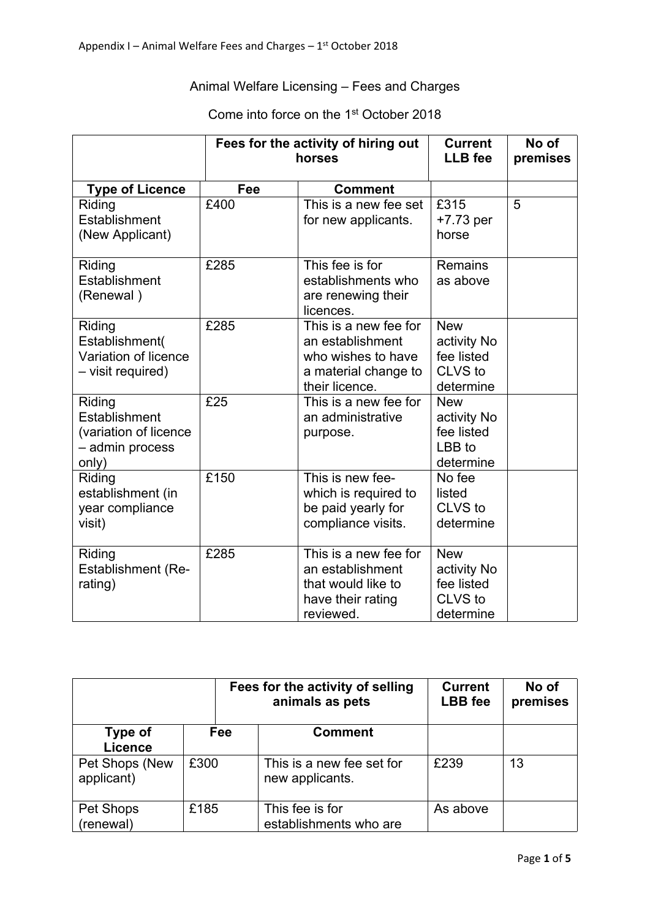Animal Welfare Licensing – Fees and Charges

Come into force on the 1st October 2018

| | Fees for the activity of hiring out horses | | Current LLB fee | No of premises |
|---|---|---|---|---|
| **Type of Licence** | **Fee** | **Comment** | | |
| Riding Establishment (New Applicant) | £400 | This is a new fee set for new applicants. | £315 +7.73 per horse | 5 |
| Riding Establishment (Renewal ) | £285 | This fee is for establishments who are renewing their licences. | Remains as above | |
| Riding Establishment( Variation of licence – visit required) | £285 | This is a new fee for an establishment who wishes to have a material change to their licence. | New activity No fee listed CLVS to determine | |
| Riding Establishment (variation of licence – admin process only) | £25 | This is a new fee for an administrative purpose. | New activity No fee listed LBB to determine | |
| Riding establishment (in year compliance visit) | £150 | This is new fee- which is required to be paid yearly for compliance visits. | No fee listed CLVS to determine | |
| Riding Establishment (Re-rating) | £285 | This is a new fee for an establishment that would like to have their rating reviewed. | New activity No fee listed CLVS to determine | |

| | Fees for the activity of selling animals as pets | | Current LBB fee | No of premises |
|---|---|---|---|---|
| **Type of Licence** | **Fee** | **Comment** | | |
| Pet Shops (New applicant) | £300 | This is a new fee set for new applicants. | £239 | 13 |
| Pet Shops (renewal) | £185 | This fee is for establishments who are | As above | |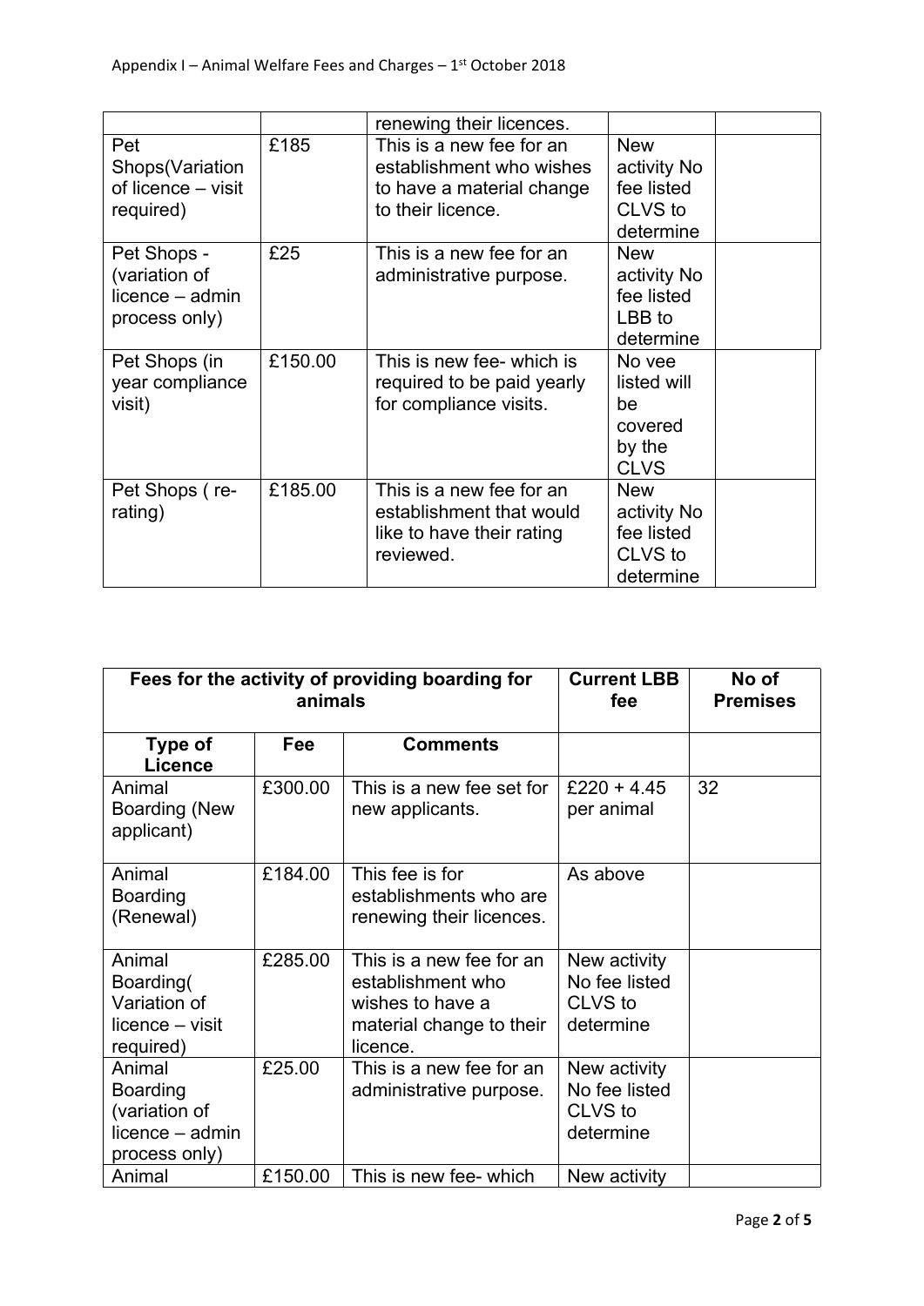| | | renewing their licences. | | |
|---|---|---|---|---|
| Pet Shops(Variation of licence – visit required) | £185 | This is a new fee for an establishment who wishes to have a material change to their licence. | New activity No fee listed CLVS to determine | |
| Pet Shops - (variation of licence – admin process only) | £25 | This is a new fee for an administrative purpose. | New activity No fee listed LBB to determine | |
| Pet Shops (in year compliance visit) | £150.00 | This is new fee- which is required to be paid yearly for compliance visits. | No vee listed will be covered by the CLVS | |
| Pet Shops ( re-rating) | £185.00 | This is a new fee for an establishment that would like to have their rating reviewed. | New activity No fee listed CLVS to determine | |

| **Fees for the activity of providing boarding for animals** | | | **Current LBB fee** | **No of Premises** |
|---|---|---|---|---|
| **Type of Licence** | **Fee** | **Comments** | | |
| Animal Boarding (New applicant) | £300.00 | This is a new fee set for new applicants. | £220 + 4.45 per animal | 32 |
| Animal Boarding (Renewal) | £184.00 | This fee is for establishments who are renewing their licences. | As above | |
| Animal Boarding( Variation of licence – visit required) | £285.00 | This is a new fee for an establishment who wishes to have a material change to their licence. | New activity No fee listed CLVS to determine | |
| Animal Boarding (variation of licence – admin process only) | £25.00 | This is a new fee for an administrative purpose. | New activity No fee listed CLVS to determine | |
| Animal | £150.00 | This is new fee- which | New activity | |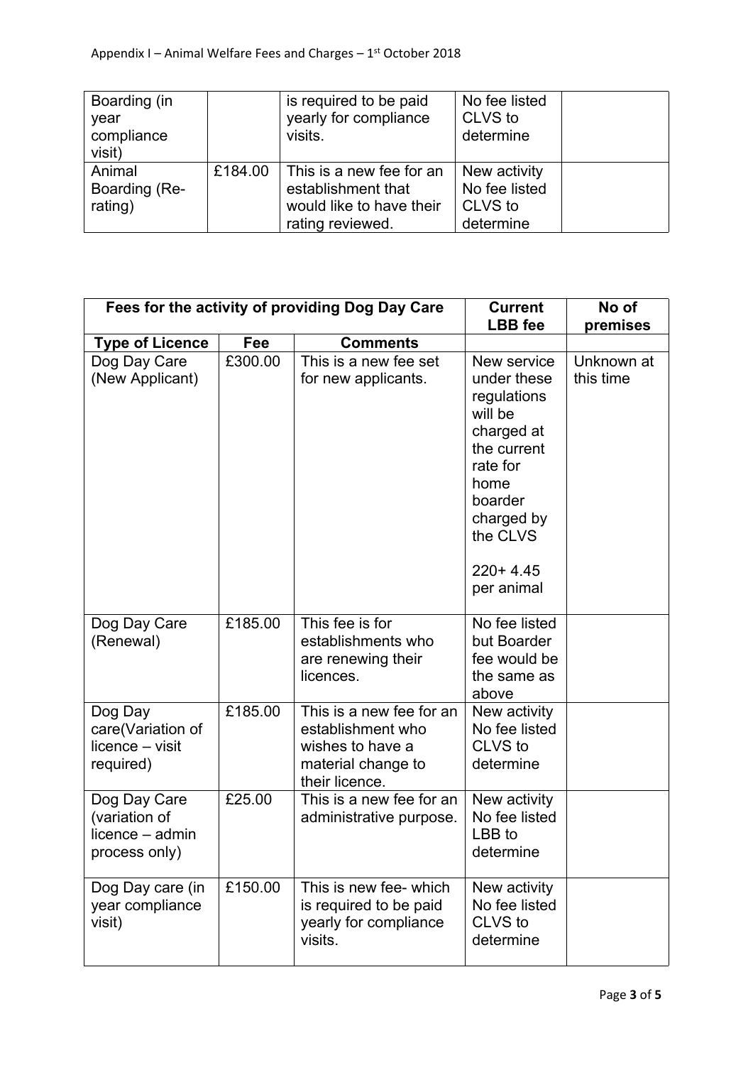| Boarding (in year compliance visit) | | is required to be paid yearly for compliance visits. | No fee listed CLVS to determine | |
|---|---|---|---|---|
| Animal Boarding (Re-rating) | £184.00 | This is a new fee for an establishment that would like to have their rating reviewed. | New activity No fee listed CLVS to determine | |

| Fees for the activity of providing Dog Day Care | | | Current LBB fee | No of premises |
|---|---|---|---|---|
| **Type of Licence** | **Fee** | **Comments** | | |
| Dog Day Care (New Applicant) | £300.00 | This is a new fee set for new applicants. | New service under these regulations will be charged at the current rate for home boarder charged by the CLVS<br><br>220+ 4.45 per animal | Unknown at this time |
| Dog Day Care (Renewal) | £185.00 | This fee is for establishments who are renewing their licences. | No fee listed but Boarder fee would be the same as above | |
| Dog Day care(Variation of licence – visit required) | £185.00 | This is a new fee for an establishment who wishes to have a material change to their licence. | New activity No fee listed CLVS to determine | |
| Dog Day Care (variation of licence – admin process only) | £25.00 | This is a new fee for an administrative purpose. | New activity No fee listed LBB to determine | |
| Dog Day care (in year compliance visit) | £150.00 | This is new fee- which is required to be paid yearly for compliance visits. | New activity No fee listed CLVS to determine | |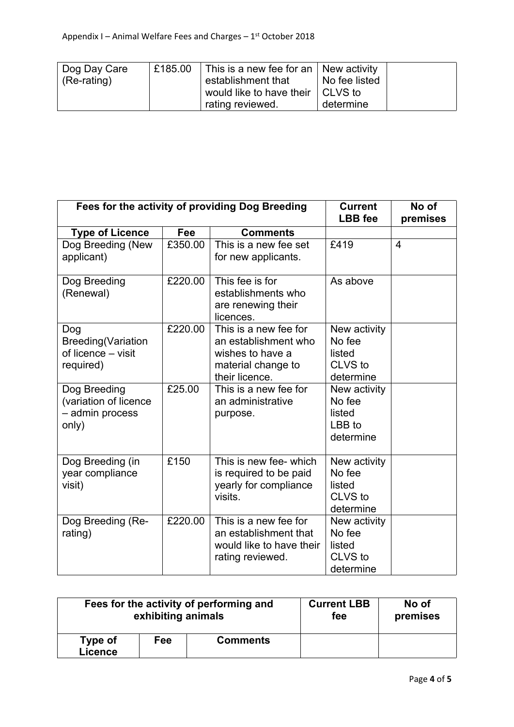| Dog Day Care (Re-rating) | £185.00 | This is a new fee for an establishment that would like to have their rating reviewed. | New activity No fee listed CLVS to determine | |
|---|---|---|---|---|

| Fees for the activity of providing Dog Breeding | | | Current LBB fee | No of premises |
|---|---|---|---|---|
| **Type of Licence** | **Fee** | **Comments** | | |
| Dog Breeding (New applicant) | £350.00 | This is a new fee set for new applicants. | £419 | 4 |
| Dog Breeding (Renewal) | £220.00 | This fee is for establishments who are renewing their licences. | As above | |
| Dog Breeding(Variation of licence – visit required) | £220.00 | This is a new fee for an establishment who wishes to have a material change to their licence. | New activity No fee listed CLVS to determine | |
| Dog Breeding (variation of licence – admin process only) | £25.00 | This is a new fee for an administrative purpose. | New activity No fee listed LBB to determine | |
| Dog Breeding (in year compliance visit) | £150 | This is new fee- which is required to be paid yearly for compliance visits. | New activity No fee listed CLVS to determine | |
| Dog Breeding (Re-rating) | £220.00 | This is a new fee for an establishment that would like to have their rating reviewed. | New activity No fee listed CLVS to determine | |

| Fees for the activity of performing and exhibiting animals | | | Current LBB fee | No of premises |
|---|---|---|---|---|
| **Type of Licence** | **Fee** | **Comments** | | |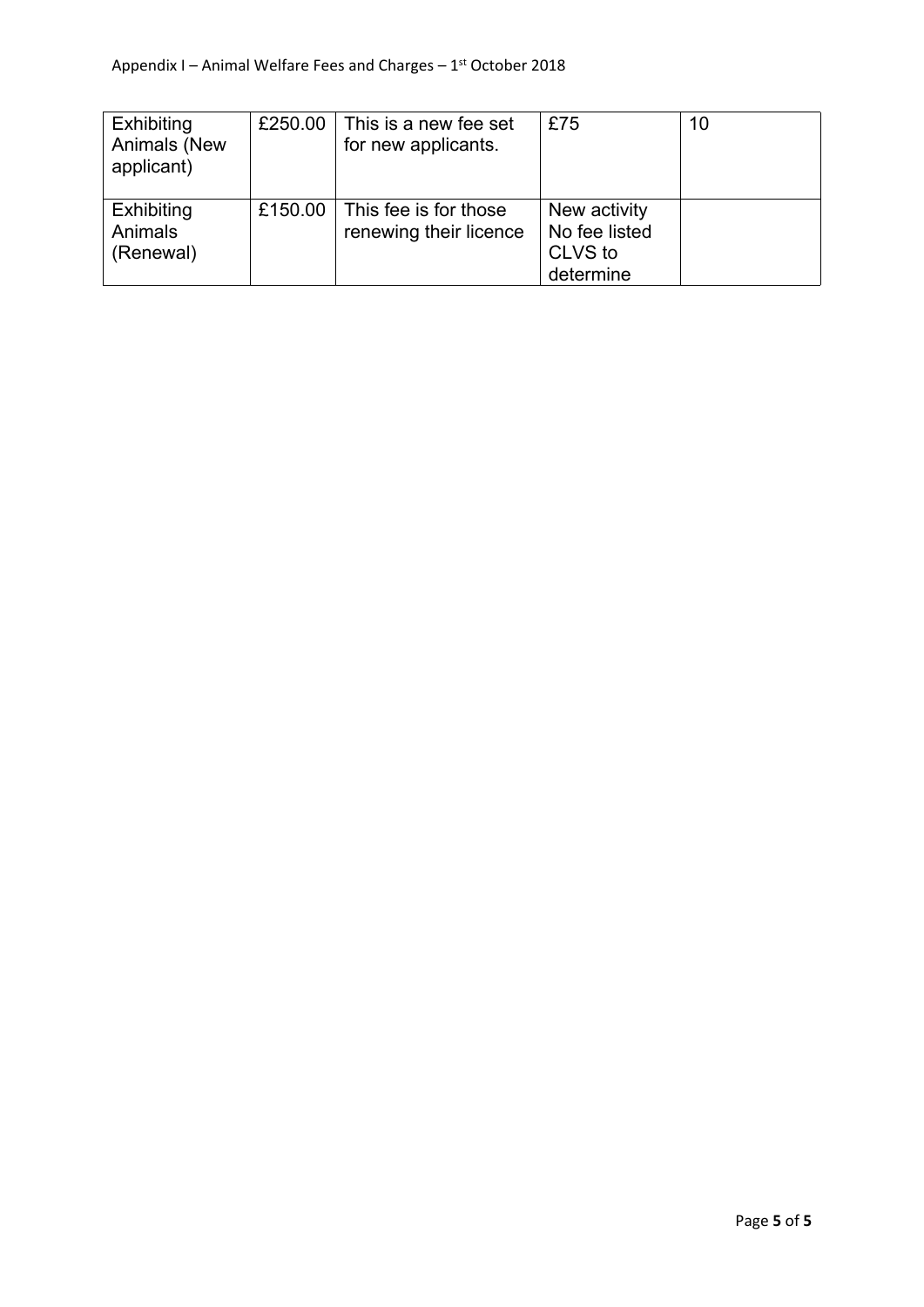| | | | | |
|---|---|---|---|---|
| Exhibiting Animals (New applicant) | £250.00 | This is a new fee set for new applicants. | £75 | 10 |
| Exhibiting Animals (Renewal) | £150.00 | This fee is for those renewing their licence | New activity No fee listed CLVS to determine | |